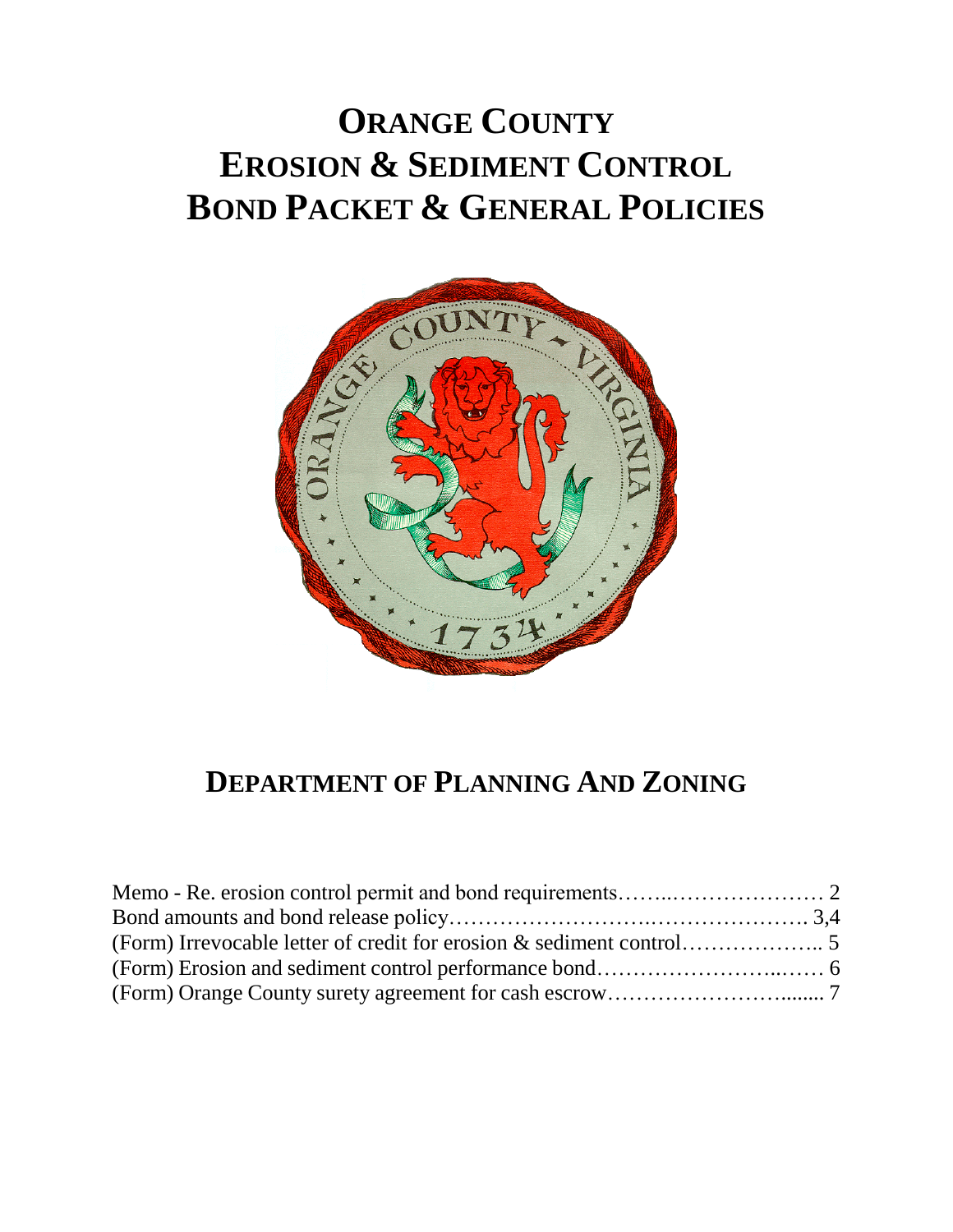# ORANGE COUNTY
# EROSION & SEDIMENT CONTROL
# BOND PACKET & GENERAL POLICIES

## DEPARTMENT OF PLANNING AND ZONING

Memo - Re. erosion control permit and bond requirements……..………………… 2
Bond amounts and bond release policy…………………….…………………. 3,4
(Form) Irrevocable letter of credit for erosion & sediment control……………….. 5
(Form) Erosion and sediment control performance bond……………………..…… 6
(Form) Orange County surety agreement for cash escrow……………………....... 7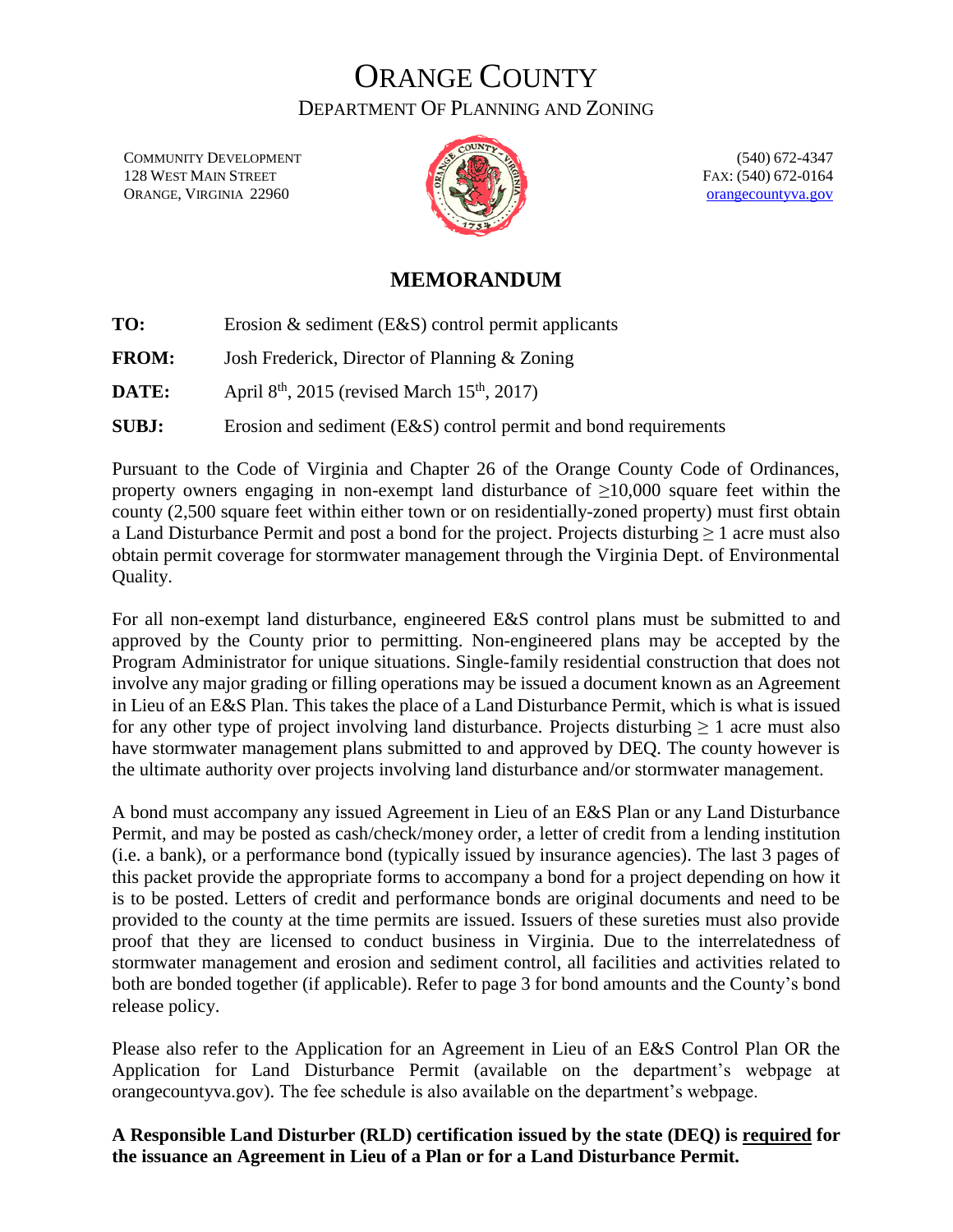# ORANGE COUNTY

## DEPARTMENT OF PLANNING AND ZONING

COMMUNITY DEVELOPMENT
128 WEST MAIN STREET
ORANGE, VIRGINIA 22960

(540) 672-4347
FAX: (540) 672-0164
orangecountyva.gov

## MEMORANDUM

**TO:** Erosion & sediment (E&S) control permit applicants

**FROM:** Josh Frederick, Director of Planning & Zoning

**DATE:** April 8th, 2015 (revised March 15th, 2017)

**SUBJ:** Erosion and sediment (E&S) control permit and bond requirements

Pursuant to the Code of Virginia and Chapter 26 of the Orange County Code of Ordinances, property owners engaging in non-exempt land disturbance of ≥10,000 square feet within the county (2,500 square feet within either town or on residentially-zoned property) must first obtain a Land Disturbance Permit and post a bond for the project. Projects disturbing ≥ 1 acre must also obtain permit coverage for stormwater management through the Virginia Dept. of Environmental Quality.

For all non-exempt land disturbance, engineered E&S control plans must be submitted to and approved by the County prior to permitting. Non-engineered plans may be accepted by the Program Administrator for unique situations. Single-family residential construction that does not involve any major grading or filling operations may be issued a document known as an Agreement in Lieu of an E&S Plan. This takes the place of a Land Disturbance Permit, which is what is issued for any other type of project involving land disturbance. Projects disturbing ≥ 1 acre must also have stormwater management plans submitted to and approved by DEQ. The county however is the ultimate authority over projects involving land disturbance and/or stormwater management.

A bond must accompany any issued Agreement in Lieu of an E&S Plan or any Land Disturbance Permit, and may be posted as cash/check/money order, a letter of credit from a lending institution (i.e. a bank), or a performance bond (typically issued by insurance agencies). The last 3 pages of this packet provide the appropriate forms to accompany a bond for a project depending on how it is to be posted. Letters of credit and performance bonds are original documents and need to be provided to the county at the time permits are issued. Issuers of these sureties must also provide proof that they are licensed to conduct business in Virginia. Due to the interrelatedness of stormwater management and erosion and sediment control, all facilities and activities related to both are bonded together (if applicable). Refer to page 3 for bond amounts and the County's bond release policy.

Please also refer to the Application for an Agreement in Lieu of an E&S Control Plan OR the Application for Land Disturbance Permit (available on the department's webpage at orangecountyva.gov). The fee schedule is also available on the department's webpage.

**A Responsible Land Disturber (RLD) certification issued by the state (DEQ) is required for the issuance an Agreement in Lieu of a Plan or for a Land Disturbance Permit.**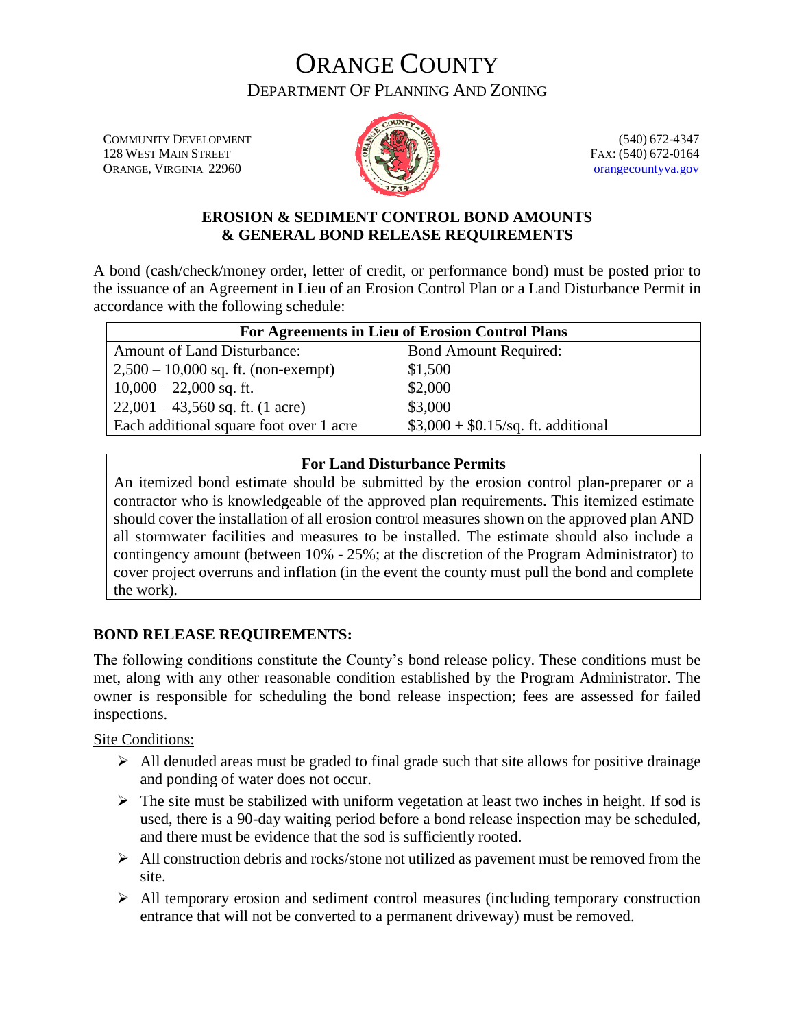# ORANGE COUNTY

## DEPARTMENT OF PLANNING AND ZONING

COMMUNITY DEVELOPMENT
128 WEST MAIN STREET
ORANGE, VIRGINIA 22960

(540) 672-4347
FAX: (540) 672-0164
orangecountyva.gov

### EROSION & SEDIMENT CONTROL BOND AMOUNTS & GENERAL BOND RELEASE REQUIREMENTS

A bond (cash/check/money order, letter of credit, or performance bond) must be posted prior to the issuance of an Agreement in Lieu of an Erosion Control Plan or a Land Disturbance Permit in accordance with the following schedule:

| For Agreements in Lieu of Erosion Control Plans | |
|---|---|
| Amount of Land Disturbance: | Bond Amount Required: |
| 2,500 – 10,000 sq. ft. (non-exempt) | $1,500 |
| 10,000 – 22,000 sq. ft. | $2,000 |
| 22,001 – 43,560 sq. ft. (1 acre) | $3,000 |
| Each additional square foot over 1 acre | $3,000 + $0.15/sq. ft. additional |

| For Land Disturbance Permits |
|---|
| An itemized bond estimate should be submitted by the erosion control plan-preparer or a contractor who is knowledgeable of the approved plan requirements. This itemized estimate should cover the installation of all erosion control measures shown on the approved plan AND all stormwater facilities and measures to be installed. The estimate should also include a contingency amount (between 10% - 25%; at the discretion of the Program Administrator) to cover project overruns and inflation (in the event the county must pull the bond and complete the work). |

### BOND RELEASE REQUIREMENTS:

The following conditions constitute the County's bond release policy. These conditions must be met, along with any other reasonable condition established by the Program Administrator. The owner is responsible for scheduling the bond release inspection; fees are assessed for failed inspections.

Site Conditions:

- All denuded areas must be graded to final grade such that site allows for positive drainage and ponding of water does not occur.
- The site must be stabilized with uniform vegetation at least two inches in height. If sod is used, there is a 90-day waiting period before a bond release inspection may be scheduled, and there must be evidence that the sod is sufficiently rooted.
- All construction debris and rocks/stone not utilized as pavement must be removed from the site.
- All temporary erosion and sediment control measures (including temporary construction entrance that will not be converted to a permanent driveway) must be removed.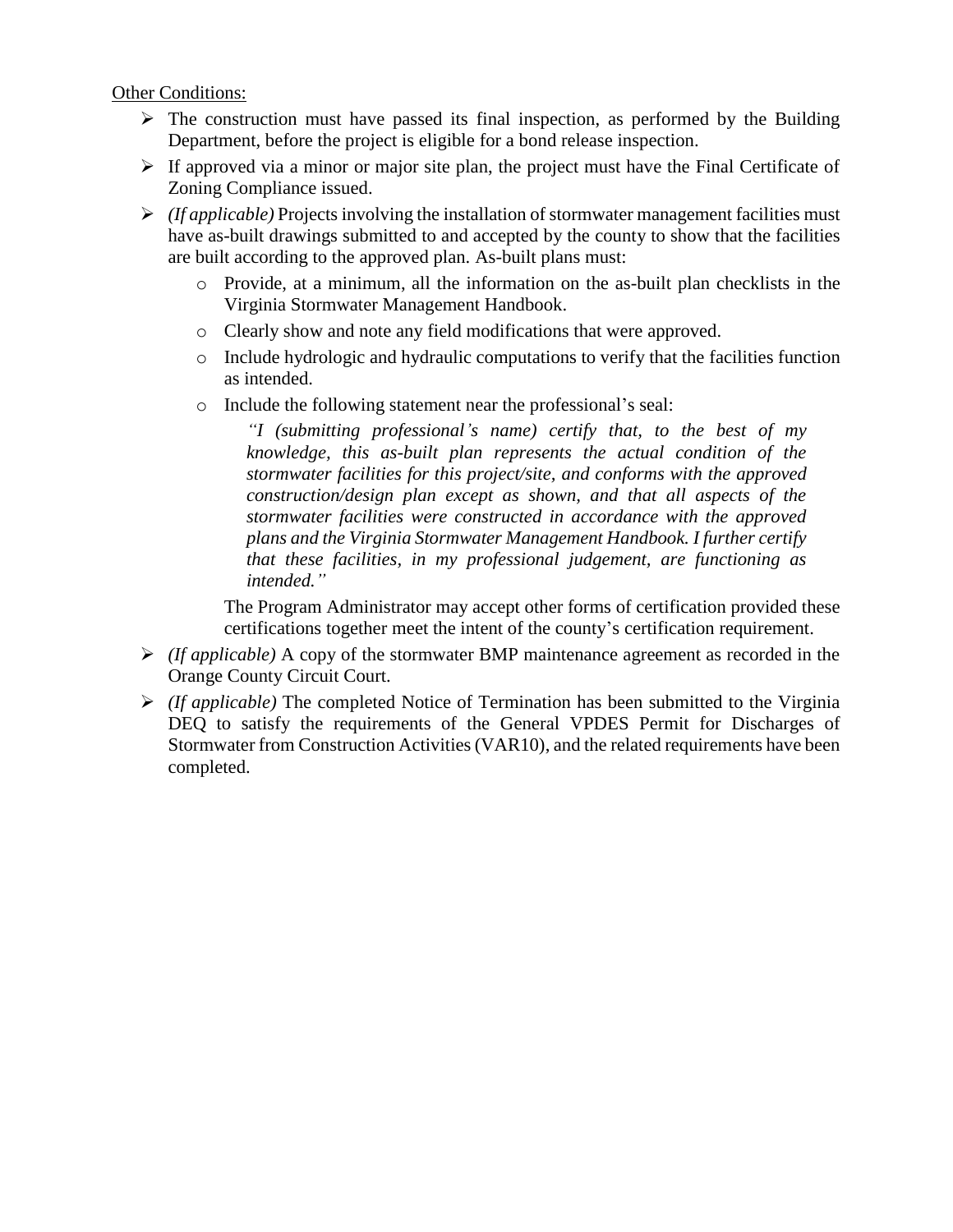Other Conditions:

- The construction must have passed its final inspection, as performed by the Building Department, before the project is eligible for a bond release inspection.
- If approved via a minor or major site plan, the project must have the Final Certificate of Zoning Compliance issued.
- *(If applicable)* Projects involving the installation of stormwater management facilities must have as-built drawings submitted to and accepted by the county to show that the facilities are built according to the approved plan. As-built plans must:
  - Provide, at a minimum, all the information on the as-built plan checklists in the Virginia Stormwater Management Handbook.
  - Clearly show and note any field modifications that were approved.
  - Include hydrologic and hydraulic computations to verify that the facilities function as intended.
  - Include the following statement near the professional's seal:

    *"I (submitting professional's name) certify that, to the best of my knowledge, this as-built plan represents the actual condition of the stormwater facilities for this project/site, and conforms with the approved construction/design plan except as shown, and that all aspects of the stormwater facilities were constructed in accordance with the approved plans and the Virginia Stormwater Management Handbook. I further certify that these facilities, in my professional judgement, are functioning as intended."*

    The Program Administrator may accept other forms of certification provided these certifications together meet the intent of the county's certification requirement.
- *(If applicable)* A copy of the stormwater BMP maintenance agreement as recorded in the Orange County Circuit Court.
- *(If applicable)* The completed Notice of Termination has been submitted to the Virginia DEQ to satisfy the requirements of the General VPDES Permit for Discharges of Stormwater from Construction Activities (VAR10), and the related requirements have been completed.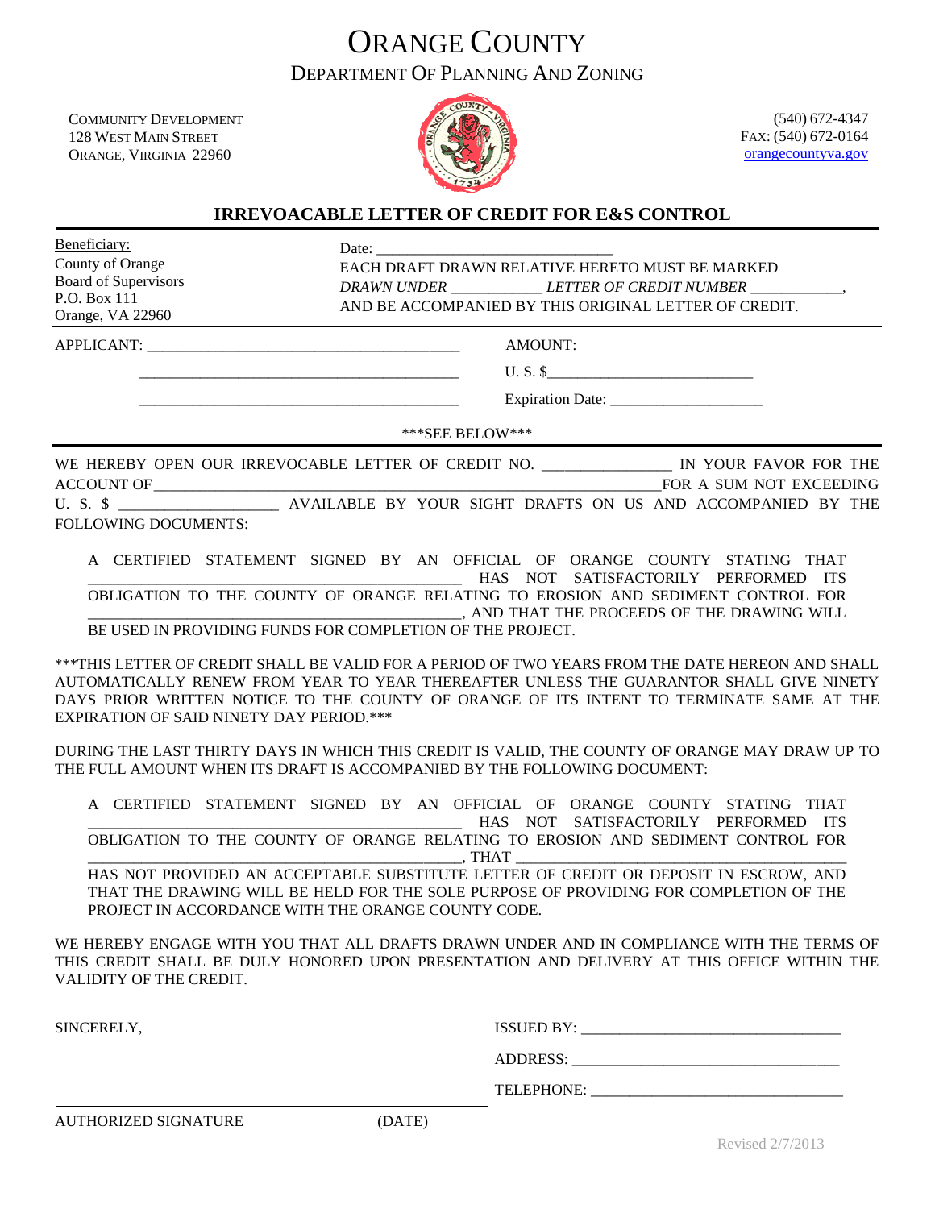# ORANGE COUNTY

## DEPARTMENT OF PLANNING AND ZONING

COMMUNITY DEVELOPMENT
128 WEST MAIN STREET
ORANGE, VIRGINIA 22960

(540) 672-4347
FAX: (540) 672-0164
orangecountyva.gov

### IRREVOACABLE LETTER OF CREDIT FOR E&S CONTROL

Beneficiary:
County of Orange
Board of Supervisors
P.O. Box 111
Orange, VA 22960

Date: ______________________________
EACH DRAFT DRAWN RELATIVE HERETO MUST BE MARKED
*DRAWN UNDER* ____________ *LETTER OF CREDIT NUMBER* ____________,
AND BE ACCOMPANIED BY THIS ORIGINAL LETTER OF CREDIT.

APPLICANT: ________________________________________
________________________________________
________________________________________

AMOUNT:
U. S. $__________________________
Expiration Date: ____________________

\*\*\*SEE BELOW\*\*\*

WE HEREBY OPEN OUR IRREVOCABLE LETTER OF CREDIT NO. ________________ IN YOUR FAVOR FOR THE ACCOUNT OF ________________________________________________________________FOR A SUM NOT EXCEEDING U. S. $ ____________________ AVAILABLE BY YOUR SIGHT DRAFTS ON US AND ACCOMPANIED BY THE FOLLOWING DOCUMENTS:

> A CERTIFIED STATEMENT SIGNED BY AN OFFICIAL OF ORANGE COUNTY STATING THAT ______________________________________________ HAS NOT SATISFACTORILY PERFORMED ITS OBLIGATION TO THE COUNTY OF ORANGE RELATING TO EROSION AND SEDIMENT CONTROL FOR ______________________________________________, AND THAT THE PROCEEDS OF THE DRAWING WILL BE USED IN PROVIDING FUNDS FOR COMPLETION OF THE PROJECT.

\*\*\*THIS LETTER OF CREDIT SHALL BE VALID FOR A PERIOD OF TWO YEARS FROM THE DATE HEREON AND SHALL AUTOMATICALLY RENEW FROM YEAR TO YEAR THEREAFTER UNLESS THE GUARANTOR SHALL GIVE NINETY DAYS PRIOR WRITTEN NOTICE TO THE COUNTY OF ORANGE OF ITS INTENT TO TERMINATE SAME AT THE EXPIRATION OF SAID NINETY DAY PERIOD.\*\*\*

DURING THE LAST THIRTY DAYS IN WHICH THIS CREDIT IS VALID, THE COUNTY OF ORANGE MAY DRAW UP TO THE FULL AMOUNT WHEN ITS DRAFT IS ACCOMPANIED BY THE FOLLOWING DOCUMENT:

> A CERTIFIED STATEMENT SIGNED BY AN OFFICIAL OF ORANGE COUNTY STATING THAT ______________________________________________ HAS NOT SATISFACTORILY PERFORMED ITS OBLIGATION TO THE COUNTY OF ORANGE RELATING TO EROSION AND SEDIMENT CONTROL FOR ______________________________________________, THAT ________________________________________ HAS NOT PROVIDED AN ACCEPTABLE SUBSTITUTE LETTER OF CREDIT OR DEPOSIT IN ESCROW, AND THAT THE DRAWING WILL BE HELD FOR THE SOLE PURPOSE OF PROVIDING FOR COMPLETION OF THE PROJECT IN ACCORDANCE WITH THE ORANGE COUNTY CODE.

WE HEREBY ENGAGE WITH YOU THAT ALL DRAFTS DRAWN UNDER AND IN COMPLIANCE WITH THE TERMS OF THIS CREDIT SHALL BE DULY HONORED UPON PRESENTATION AND DELIVERY AT THIS OFFICE WITHIN THE VALIDITY OF THE CREDIT.

SINCERELY,

ISSUED BY: ________________________________
ADDRESS: ________________________________
TELEPHONE: ________________________________

________________________________________
AUTHORIZED SIGNATURE (DATE)

Revised 2/7/2013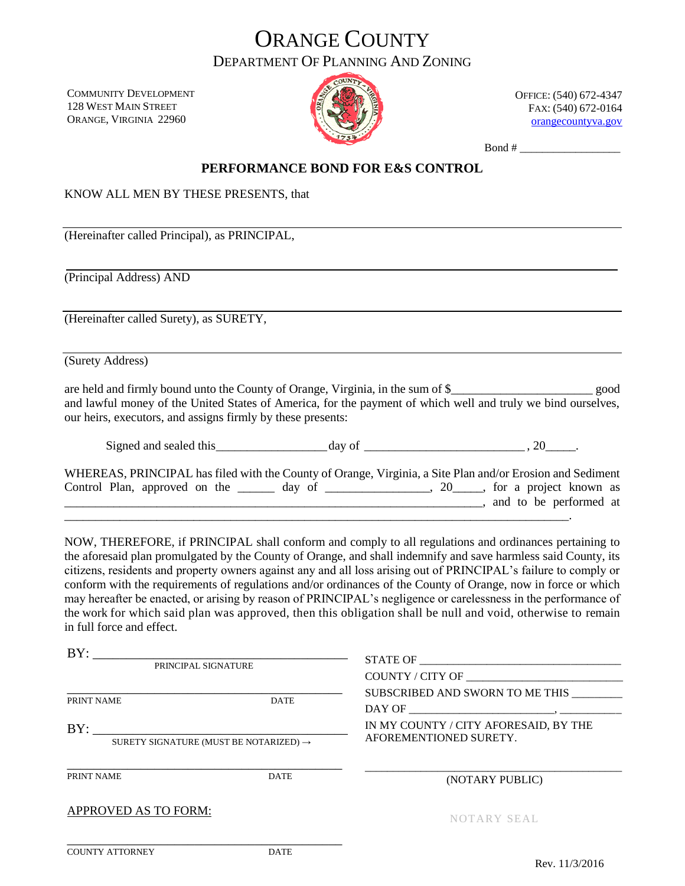# ORANGE COUNTY

## DEPARTMENT OF PLANNING AND ZONING

COMMUNITY DEVELOPMENT
128 WEST MAIN STREET
ORANGE, VIRGINIA 22960

OFFICE: (540) 672-4347
FAX: (540) 672-0164
orangecountyva.gov

Bond # ________________

**PERFORMANCE BOND FOR E&S CONTROL**

KNOW ALL MEN BY THESE PRESENTS, that

___________________________________________________________________________

(Hereinafter called Principal), as PRINCIPAL,

___________________________________________________________________________

(Principal Address) AND

___________________________________________________________________________

(Hereinafter called Surety), as SURETY,

___________________________________________________________________________

(Surety Address)

are held and firmly bound unto the County of Orange, Virginia, in the sum of $______________________ good and lawful money of the United States of America, for the payment of which well and truly we bind ourselves, our heirs, executors, and assigns firmly by these presents:

Signed and sealed this_________________day of _________________________ , 20_____.

WHEREAS, PRINCIPAL has filed with the County of Orange, Virginia, a Site Plan and/or Erosion and Sediment Control Plan, approved on the ______ day of ________________, 20_____, for a project known as ________________________________________________________________, and to be performed at ________________________________________________________________________________.

NOW, THEREFORE, if PRINCIPAL shall conform and comply to all regulations and ordinances pertaining to the aforesaid plan promulgated by the County of Orange, and shall indemnify and save harmless said County, its citizens, residents and property owners against any and all loss arising out of PRINCIPAL's failure to comply or conform with the requirements of regulations and/or ordinances of the County of Orange, now in force or which may hereafter be enacted, or arising by reason of PRINCIPAL's negligence or carelessness in the performance of the work for which said plan was approved, then this obligation shall be null and void, otherwise to remain in full force and effect.

BY: ________________________________________
PRINCIPAL SIGNATURE

________________________________________
PRINT NAME DATE

BY: ________________________________________
SURETY SIGNATURE (MUST BE NOTARIZED) →

________________________________________
PRINT NAME DATE

APPROVED AS TO FORM:

________________________________________
COUNTY ATTORNEY DATE

STATE OF ___________________________________

COUNTY / CITY OF __________________________

SUBSCRIBED AND SWORN TO ME THIS ________

DAY OF _______________________, __________

IN MY COUNTY / CITY AFORESAID, BY THE AFOREMENTIONED SURETY.

________________________________________
(NOTARY PUBLIC)

NOTARY SEAL

Rev. 11/3/2016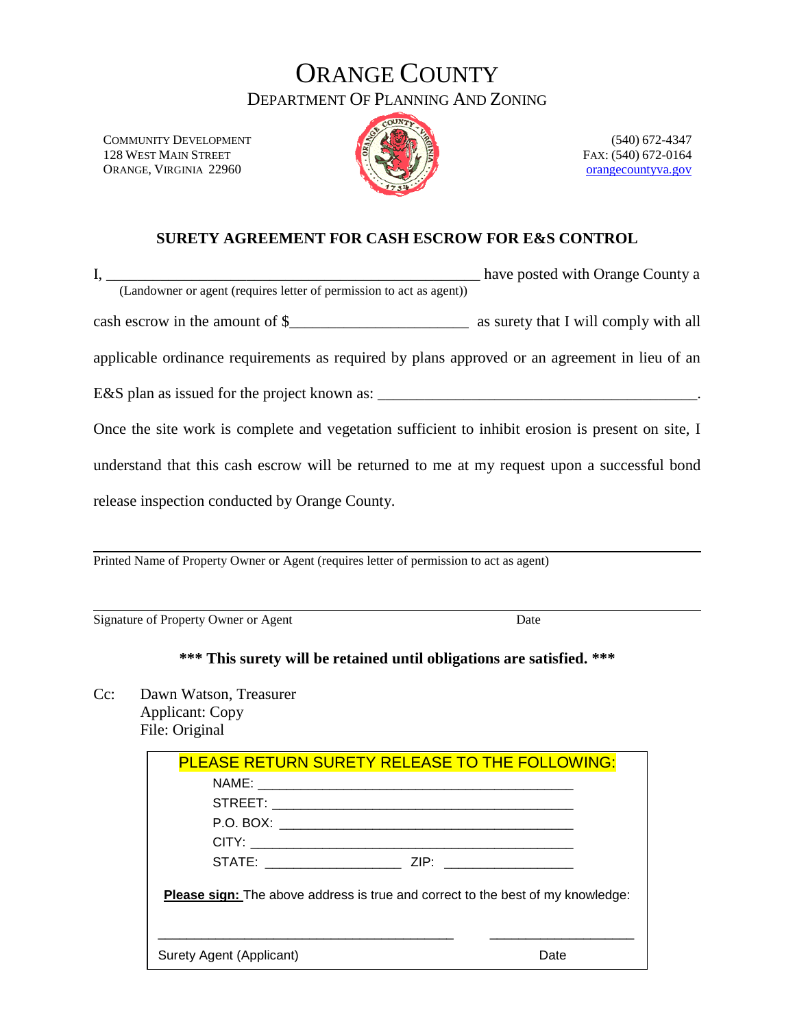# ORANGE COUNTY

DEPARTMENT OF PLANNING AND ZONING

COMMUNITY DEVELOPMENT
128 WEST MAIN STREET
ORANGE, VIRGINIA 22960

(540) 672-4347
FAX: (540) 672-0164
orangecountyva.gov

## SURETY AGREEMENT FOR CASH ESCROW FOR E&S CONTROL

I, _______________________________________________ have posted with Orange County a
(Landowner or agent (requires letter of permission to act as agent))

cash escrow in the amount of $______________________ as surety that I will comply with all applicable ordinance requirements as required by plans approved or an agreement in lieu of an E&S plan as issued for the project known as: ________________________________________.

Once the site work is complete and vegetation sufficient to inhibit erosion is present on site, I understand that this cash escrow will be returned to me at my request upon a successful bond release inspection conducted by Orange County.

_______________________________________________
Printed Name of Property Owner or Agent (requires letter of permission to act as agent)

_______________________________________________
Signature of Property Owner or Agent                Date

**\*\*\* This surety will be retained until obligations are satisfied. \*\*\***

Cc: Dawn Watson, Treasurer
Applicant: Copy
File: Original

PLEASE RETURN SURETY RELEASE TO THE FOLLOWING:

NAME: ________________________________________
STREET: ______________________________________
P.O. BOX: _____________________________________
CITY: ________________________________________
STATE: __________________ ZIP: _________________

**Please sign:** The above address is true and correct to the best of my knowledge:

________________________________________ ____________________
Surety Agent (Applicant)                Date